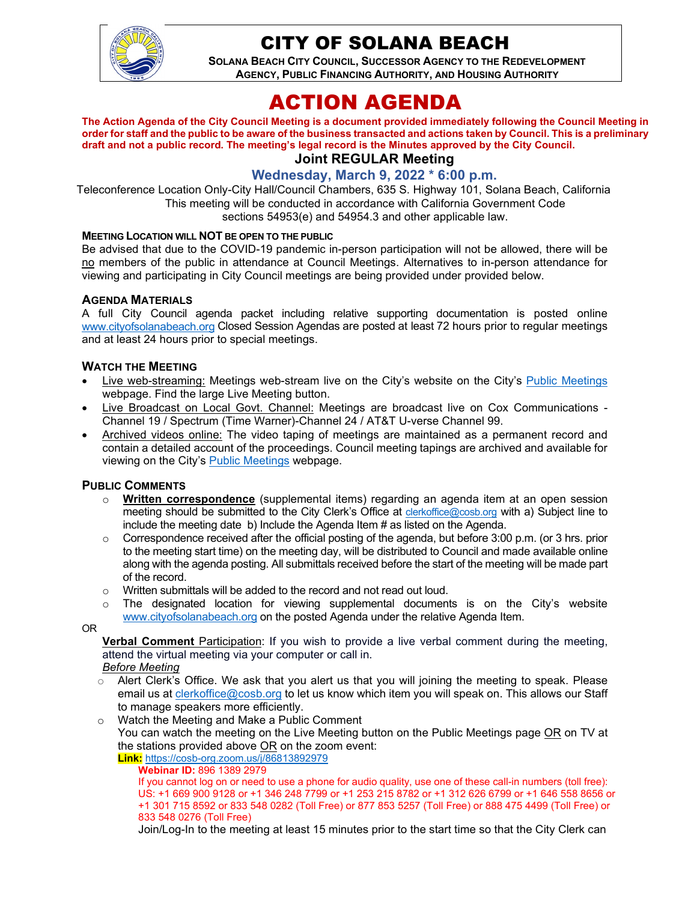# CITY OF SOLANA BEACH

**SOLANA BEACH CITY COUNCIL, SUCCESSOR AGENCY TO THE REDEVELOPMENT AGENCY, PUBLIC FINANCING AUTHORITY, AND HOUSING AUTHORITY**

# ACTION AGENDA

**The Action Agenda of the City Council Meeting is a document provided immediately following the Council Meeting in order for staff and the public to be aware of the business transacted and actions taken by Council. This is a preliminary draft and not a public record. The meeting's legal record is the Minutes approved by the City Council.**

## Joint REGULAR Meeting

### Wednesday, March 9, 2022 * 6:00 p.m.

Teleconference Location Only-City Hall/Council Chambers, 635 S. Highway 101, Solana Beach, California
This meeting will be conducted in accordance with California Government Code sections 54953(e) and 54954.3 and other applicable law.

**MEETING LOCATION WILL NOT BE OPEN TO THE PUBLIC**

Be advised that due to the COVID-19 pandemic in-person participation will not be allowed, there will be no members of the public in attendance at Council Meetings. Alternatives to in-person attendance for viewing and participating in City Council meetings are being provided under provided below.

**AGENDA MATERIALS**

A full City Council agenda packet including relative supporting documentation is posted online www.cityofsolanabeach.org Closed Session Agendas are posted at least 72 hours prior to regular meetings and at least 24 hours prior to special meetings.

**WATCH THE MEETING**

- Live web-streaming: Meetings web-stream live on the City's website on the City's Public Meetings webpage. Find the large Live Meeting button.
- Live Broadcast on Local Govt. Channel: Meetings are broadcast live on Cox Communications - Channel 19 / Spectrum (Time Warner)-Channel 24 / AT&T U-verse Channel 99.
- Archived videos online: The video taping of meetings are maintained as a permanent record and contain a detailed account of the proceedings. Council meeting tapings are archived and available for viewing on the City's Public Meetings webpage.

**PUBLIC COMMENTS**

- **Written correspondence** (supplemental items) regarding an agenda item at an open session meeting should be submitted to the City Clerk's Office at clerkoffice@cosb.org with a) Subject line to include the meeting date b) Include the Agenda Item # as listed on the Agenda.
- Correspondence received after the official posting of the agenda, but before 3:00 p.m. (or 3 hrs. prior to the meeting start time) on the meeting day, will be distributed to Council and made available online along with the agenda posting. All submittals received before the start of the meeting will be made part of the record.
- Written submittals will be added to the record and not read out loud.
- The designated location for viewing supplemental documents is on the City's website www.cityofsolanabeach.org on the posted Agenda under the relative Agenda Item.

OR

**Verbal Comment** Participation: If you wish to provide a live verbal comment during the meeting, attend the virtual meeting via your computer or call in.

*Before Meeting*

- Alert Clerk's Office. We ask that you alert us that you will joining the meeting to speak. Please email us at clerkoffice@cosb.org to let us know which item you will speak on. This allows our Staff to manage speakers more efficiently.
- Watch the Meeting and Make a Public Comment
  You can watch the meeting on the Live Meeting button on the Public Meetings page OR on TV at the stations provided above OR on the zoom event:
  **Link:** https://cosb-org.zoom.us/j/86813892979
  **Webinar ID:** 896 1389 2979
  If you cannot log on or need to use a phone for audio quality, use one of these call-in numbers (toll free): US: +1 669 900 9128 or +1 346 248 7799 or +1 253 215 8782 or +1 312 626 6799 or +1 646 558 8656 or +1 301 715 8592 or 833 548 0282 (Toll Free) or 877 853 5257 (Toll Free) or 888 475 4499 (Toll Free) or 833 548 0276 (Toll Free)
  Join/Log-In to the meeting at least 15 minutes prior to the start time so that the City Clerk can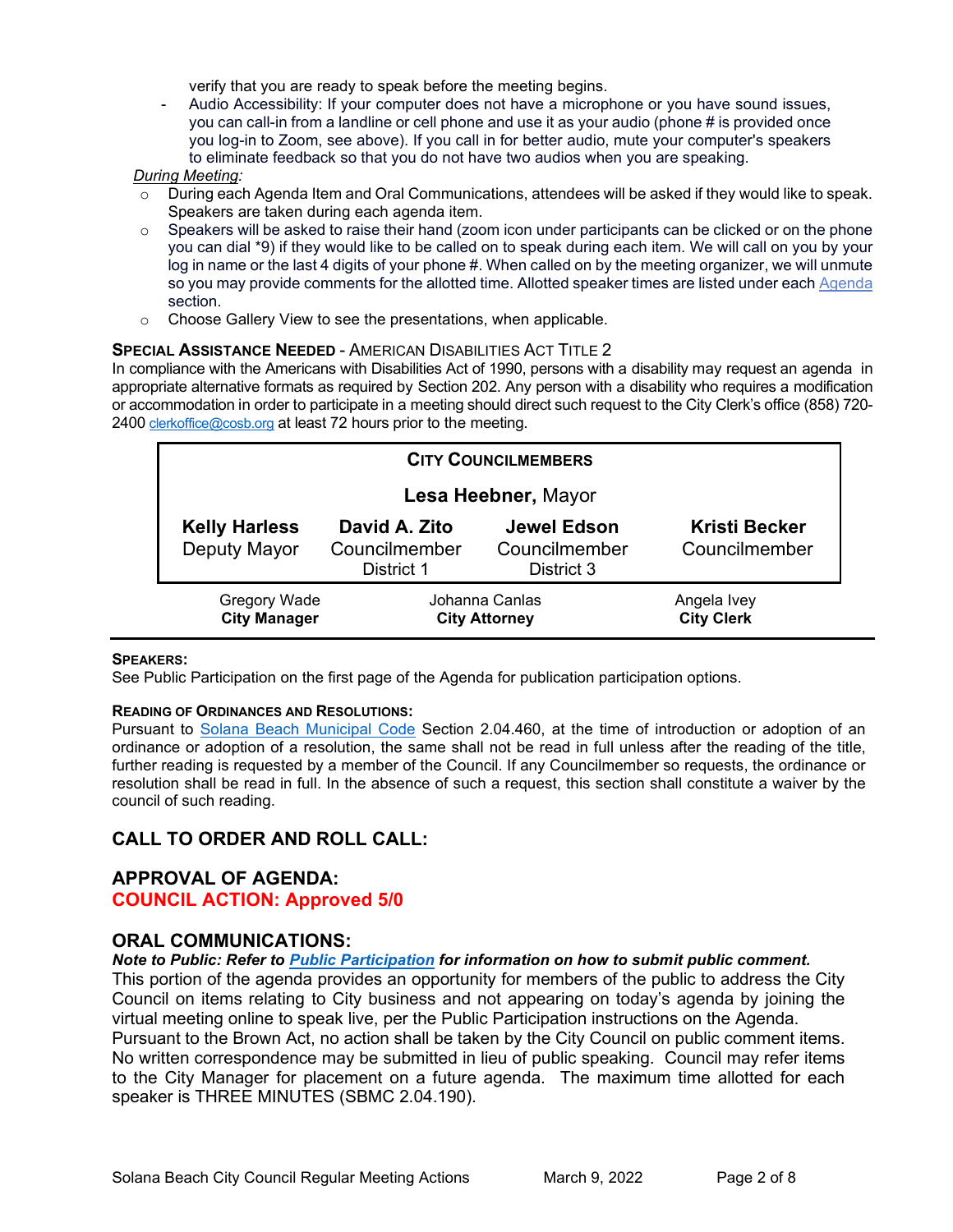verify that you are ready to speak before the meeting begins.

- Audio Accessibility: If your computer does not have a microphone or you have sound issues, you can call-in from a landline or cell phone and use it as your audio (phone # is provided once you log-in to Zoom, see above). If you call in for better audio, mute your computer's speakers to eliminate feedback so that you do not have two audios when you are speaking.

*During Meeting:*

- During each Agenda Item and Oral Communications, attendees will be asked if they would like to speak. Speakers are taken during each agenda item.
- Speakers will be asked to raise their hand (zoom icon under participants can be clicked or on the phone you can dial *9) if they would like to be called on to speak during each item. We will call on you by your log in name or the last 4 digits of your phone #. When called on by the meeting organizer, we will unmute so you may provide comments for the allotted time. Allotted speaker times are listed under each [Agenda](#) section.
- Choose Gallery View to see the presentations, when applicable.

**SPECIAL ASSISTANCE NEEDED** - AMERICAN DISABILITIES ACT TITLE 2

In compliance with the Americans with Disabilities Act of 1990, persons with a disability may request an agenda in appropriate alternative formats as required by Section 202. Any person with a disability who requires a modification or accommodation in order to participate in a meeting should direct such request to the City Clerk's office (858) 720-2400 clerkoffice@cosb.org at least 72 hours prior to the meeting.

| CITY COUNCILMEMBERS | | | |
|---|---|---|---|
| **Lesa Heebner,** Mayor | | | |
| **Kelly Harless** Deputy Mayor | **David A. Zito** Councilmember District 1 | **Jewel Edson** Councilmember District 3 | **Kristi Becker** Councilmember |

| Gregory Wade **City Manager** | Johanna Canlas **City Attorney** | Angela Ivey **City Clerk** |
|---|---|---|

**SPEAKERS:**

See Public Participation on the first page of the Agenda for publication participation options.

**READING OF ORDINANCES AND RESOLUTIONS:**

Pursuant to [Solana Beach Municipal Code](#) Section 2.04.460, at the time of introduction or adoption of an ordinance or adoption of a resolution, the same shall not be read in full unless after the reading of the title, further reading is requested by a member of the Council. If any Councilmember so requests, the ordinance or resolution shall be read in full. In the absence of such a request, this section shall constitute a waiver by the council of such reading.

## CALL TO ORDER AND ROLL CALL:

## APPROVAL OF AGENDA:

**COUNCIL ACTION: Approved 5/0**

## ORAL COMMUNICATIONS:

***Note to Public: Refer to [Public Participation](#) for information on how to submit public comment.***

This portion of the agenda provides an opportunity for members of the public to address the City Council on items relating to City business and not appearing on today's agenda by joining the virtual meeting online to speak live, per the Public Participation instructions on the Agenda. Pursuant to the Brown Act, no action shall be taken by the City Council on public comment items. No written correspondence may be submitted in lieu of public speaking. Council may refer items to the City Manager for placement on a future agenda. The maximum time allotted for each speaker is THREE MINUTES (SBMC 2.04.190).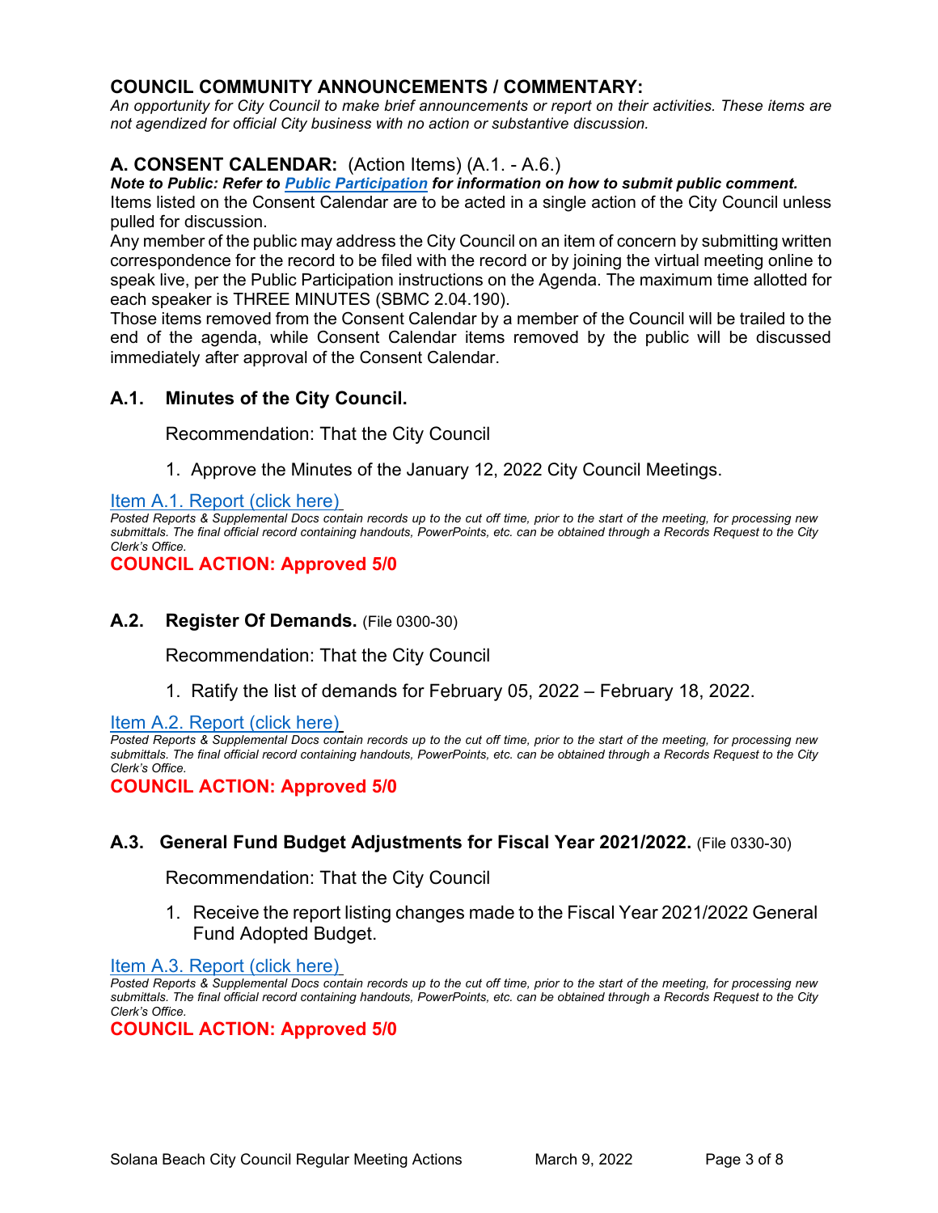## COUNCIL COMMUNITY ANNOUNCEMENTS / COMMENTARY:

*An opportunity for City Council to make brief announcements or report on their activities. These items are not agendized for official City business with no action or substantive discussion.*

## A. CONSENT CALENDAR: (Action Items) (A.1. - A.6.)

***Note to Public: Refer to Public Participation for information on how to submit public comment.***

Items listed on the Consent Calendar are to be acted in a single action of the City Council unless pulled for discussion.

Any member of the public may address the City Council on an item of concern by submitting written correspondence for the record to be filed with the record or by joining the virtual meeting online to speak live, per the Public Participation instructions on the Agenda. The maximum time allotted for each speaker is THREE MINUTES (SBMC 2.04.190).

Those items removed from the Consent Calendar by a member of the Council will be trailed to the end of the agenda, while Consent Calendar items removed by the public will be discussed immediately after approval of the Consent Calendar.

### A.1. Minutes of the City Council.

Recommendation: That the City Council

1. Approve the Minutes of the January 12, 2022 City Council Meetings.

Item A.1. Report (click here)

*Posted Reports & Supplemental Docs contain records up to the cut off time, prior to the start of the meeting, for processing new submittals. The final official record containing handouts, PowerPoints, etc. can be obtained through a Records Request to the City Clerk's Office.*

**COUNCIL ACTION: Approved 5/0**

### A.2. Register Of Demands. (File 0300-30)

Recommendation: That the City Council

1. Ratify the list of demands for February 05, 2022 – February 18, 2022.

Item A.2. Report (click here)

*Posted Reports & Supplemental Docs contain records up to the cut off time, prior to the start of the meeting, for processing new submittals. The final official record containing handouts, PowerPoints, etc. can be obtained through a Records Request to the City Clerk's Office.*

**COUNCIL ACTION: Approved 5/0**

### A.3. General Fund Budget Adjustments for Fiscal Year 2021/2022. (File 0330-30)

Recommendation: That the City Council

1. Receive the report listing changes made to the Fiscal Year 2021/2022 General Fund Adopted Budget.

Item A.3. Report (click here)

*Posted Reports & Supplemental Docs contain records up to the cut off time, prior to the start of the meeting, for processing new submittals. The final official record containing handouts, PowerPoints, etc. can be obtained through a Records Request to the City Clerk's Office.*

**COUNCIL ACTION: Approved 5/0**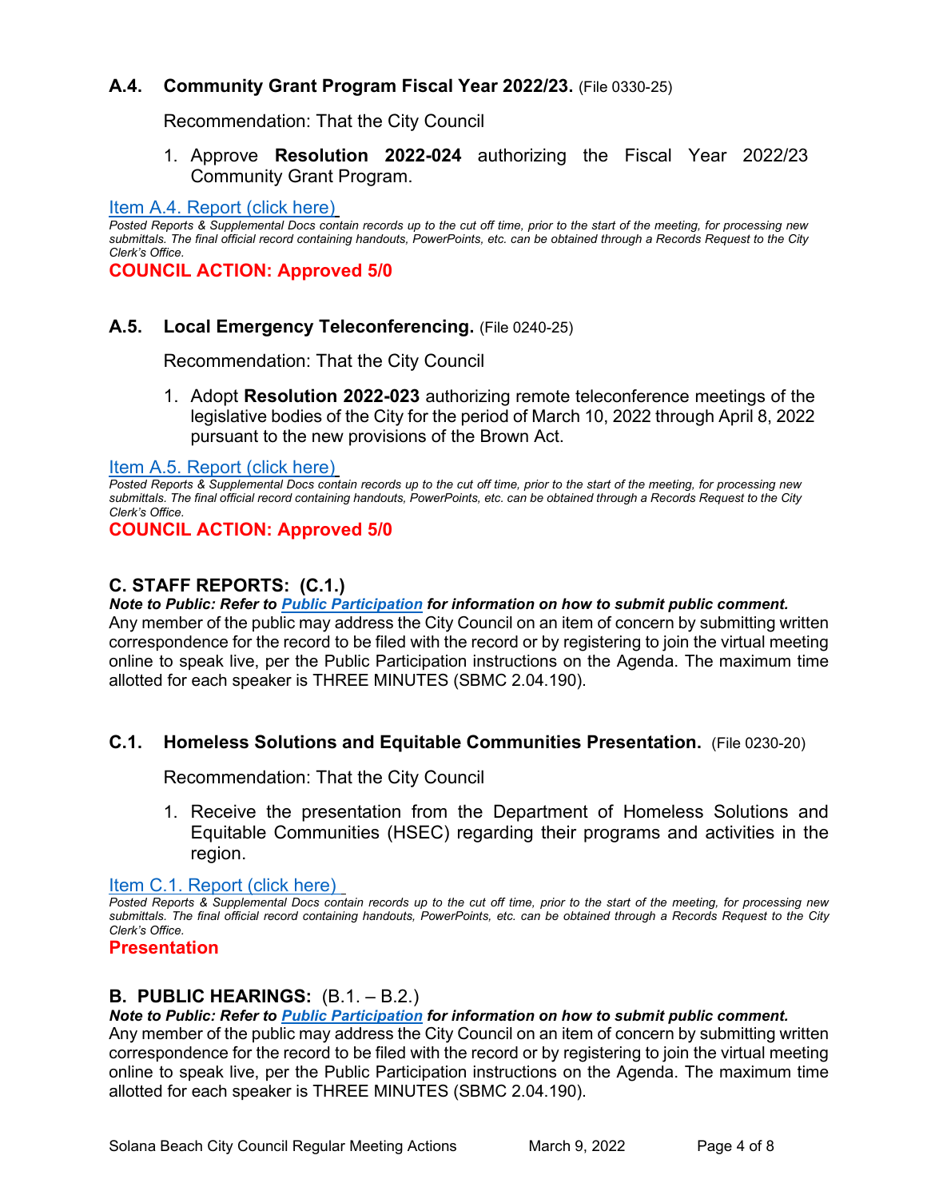### A.4. Community Grant Program Fiscal Year 2022/23. (File 0330-25)

Recommendation: That the City Council

1. Approve **Resolution 2022-024** authorizing the Fiscal Year 2022/23 Community Grant Program.

Item A.4. Report (click here)

*Posted Reports & Supplemental Docs contain records up to the cut off time, prior to the start of the meeting, for processing new submittals. The final official record containing handouts, PowerPoints, etc. can be obtained through a Records Request to the City Clerk's Office.*

**COUNCIL ACTION: Approved 5/0**

### A.5. Local Emergency Teleconferencing. (File 0240-25)

Recommendation: That the City Council

1. Adopt **Resolution 2022-023** authorizing remote teleconference meetings of the legislative bodies of the City for the period of March 10, 2022 through April 8, 2022 pursuant to the new provisions of the Brown Act.

Item A.5. Report (click here)

*Posted Reports & Supplemental Docs contain records up to the cut off time, prior to the start of the meeting, for processing new submittals. The final official record containing handouts, PowerPoints, etc. can be obtained through a Records Request to the City Clerk's Office.*

**COUNCIL ACTION: Approved 5/0**

## C. STAFF REPORTS: (C.1.)

***Note to Public: Refer to Public Participation for information on how to submit public comment.***

Any member of the public may address the City Council on an item of concern by submitting written correspondence for the record to be filed with the record or by registering to join the virtual meeting online to speak live, per the Public Participation instructions on the Agenda. The maximum time allotted for each speaker is THREE MINUTES (SBMC 2.04.190).

### C.1. Homeless Solutions and Equitable Communities Presentation. (File 0230-20)

Recommendation: That the City Council

1. Receive the presentation from the Department of Homeless Solutions and Equitable Communities (HSEC) regarding their programs and activities in the region.

Item C.1. Report (click here)

*Posted Reports & Supplemental Docs contain records up to the cut off time, prior to the start of the meeting, for processing new submittals. The final official record containing handouts, PowerPoints, etc. can be obtained through a Records Request to the City Clerk's Office.*

**Presentation**

## B. PUBLIC HEARINGS: (B.1. – B.2.)

***Note to Public: Refer to Public Participation for information on how to submit public comment.***

Any member of the public may address the City Council on an item of concern by submitting written correspondence for the record to be filed with the record or by registering to join the virtual meeting online to speak live, per the Public Participation instructions on the Agenda. The maximum time allotted for each speaker is THREE MINUTES (SBMC 2.04.190).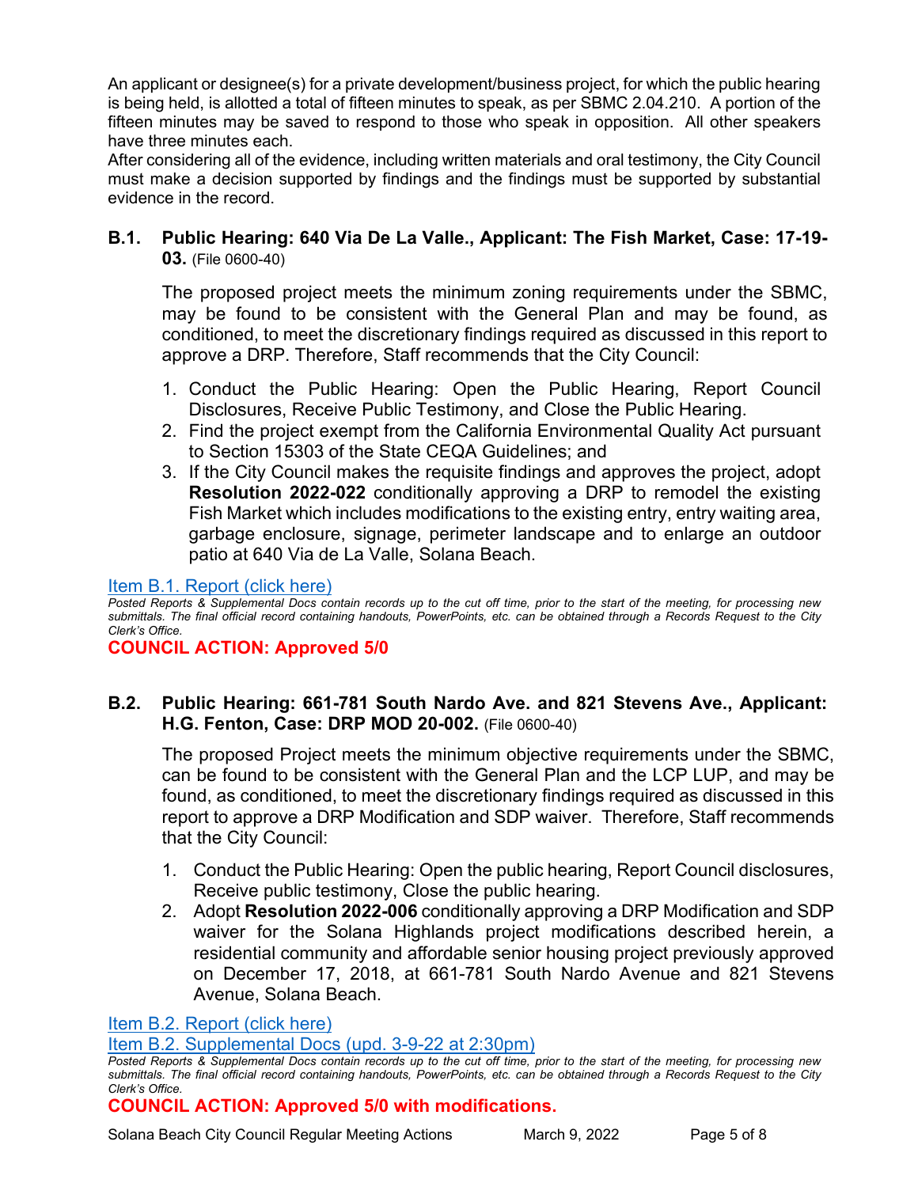An applicant or designee(s) for a private development/business project, for which the public hearing is being held, is allotted a total of fifteen minutes to speak, as per SBMC 2.04.210. A portion of the fifteen minutes may be saved to respond to those who speak in opposition. All other speakers have three minutes each.

After considering all of the evidence, including written materials and oral testimony, the City Council must make a decision supported by findings and the findings must be supported by substantial evidence in the record.

### B.1. Public Hearing: 640 Via De La Valle., Applicant: The Fish Market, Case: 17-19-03. (File 0600-40)

The proposed project meets the minimum zoning requirements under the SBMC, may be found to be consistent with the General Plan and may be found, as conditioned, to meet the discretionary findings required as discussed in this report to approve a DRP. Therefore, Staff recommends that the City Council:

1. Conduct the Public Hearing: Open the Public Hearing, Report Council Disclosures, Receive Public Testimony, and Close the Public Hearing.
2. Find the project exempt from the California Environmental Quality Act pursuant to Section 15303 of the State CEQA Guidelines; and
3. If the City Council makes the requisite findings and approves the project, adopt **Resolution 2022-022** conditionally approving a DRP to remodel the existing Fish Market which includes modifications to the existing entry, entry waiting area, garbage enclosure, signage, perimeter landscape and to enlarge an outdoor patio at 640 Via de La Valle, Solana Beach.

Item B.1. Report (click here)

*Posted Reports & Supplemental Docs contain records up to the cut off time, prior to the start of the meeting, for processing new submittals. The final official record containing handouts, PowerPoints, etc. can be obtained through a Records Request to the City Clerk's Office.*

**COUNCIL ACTION: Approved 5/0**

### B.2. Public Hearing: 661-781 South Nardo Ave. and 821 Stevens Ave., Applicant: H.G. Fenton, Case: DRP MOD 20-002. (File 0600-40)

The proposed Project meets the minimum objective requirements under the SBMC, can be found to be consistent with the General Plan and the LCP LUP, and may be found, as conditioned, to meet the discretionary findings required as discussed in this report to approve a DRP Modification and SDP waiver. Therefore, Staff recommends that the City Council:

1. Conduct the Public Hearing: Open the public hearing, Report Council disclosures, Receive public testimony, Close the public hearing.
2. Adopt **Resolution 2022-006** conditionally approving a DRP Modification and SDP waiver for the Solana Highlands project modifications described herein, a residential community and affordable senior housing project previously approved on December 17, 2018, at 661-781 South Nardo Avenue and 821 Stevens Avenue, Solana Beach.

Item B.2. Report (click here)

Item B.2. Supplemental Docs (upd. 3-9-22 at 2:30pm)

*Posted Reports & Supplemental Docs contain records up to the cut off time, prior to the start of the meeting, for processing new submittals. The final official record containing handouts, PowerPoints, etc. can be obtained through a Records Request to the City Clerk's Office.*

**COUNCIL ACTION: Approved 5/0 with modifications.**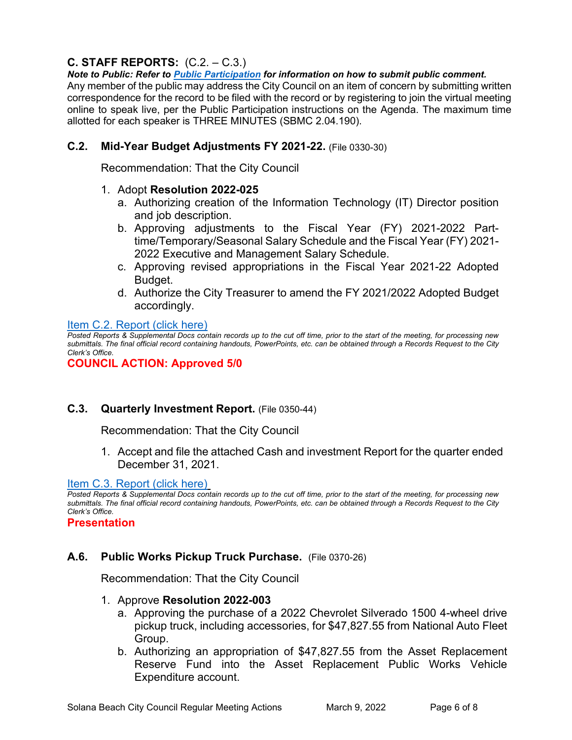## C. STAFF REPORTS: (C.2. – C.3.)

***Note to Public: Refer to [Public Participation](#) for information on how to submit public comment.***
Any member of the public may address the City Council on an item of concern by submitting written correspondence for the record to be filed with the record or by registering to join the virtual meeting online to speak live, per the Public Participation instructions on the Agenda. The maximum time allotted for each speaker is THREE MINUTES (SBMC 2.04.190).

### C.2. Mid-Year Budget Adjustments FY 2021-22. (File 0330-30)

Recommendation: That the City Council

1. Adopt **Resolution 2022-025**
   a. Authorizing creation of the Information Technology (IT) Director position and job description.
   b. Approving adjustments to the Fiscal Year (FY) 2021-2022 Part-time/Temporary/Seasonal Salary Schedule and the Fiscal Year (FY) 2021-2022 Executive and Management Salary Schedule.
   c. Approving revised appropriations in the Fiscal Year 2021-22 Adopted Budget.
   d. Authorize the City Treasurer to amend the FY 2021/2022 Adopted Budget accordingly.

[Item C.2. Report (click here)](#)

*Posted Reports & Supplemental Docs contain records up to the cut off time, prior to the start of the meeting, for processing new submittals. The final official record containing handouts, PowerPoints, etc. can be obtained through a Records Request to the City Clerk's Office.*

**COUNCIL ACTION: Approved 5/0**

### C.3. Quarterly Investment Report. (File 0350-44)

Recommendation: That the City Council

1. Accept and file the attached Cash and investment Report for the quarter ended December 31, 2021.

[Item C.3. Report (click here)](#)

*Posted Reports & Supplemental Docs contain records up to the cut off time, prior to the start of the meeting, for processing new submittals. The final official record containing handouts, PowerPoints, etc. can be obtained through a Records Request to the City Clerk's Office.*

**Presentation**

### A.6. Public Works Pickup Truck Purchase. (File 0370-26)

Recommendation: That the City Council

1. Approve **Resolution 2022-003**
   a. Approving the purchase of a 2022 Chevrolet Silverado 1500 4-wheel drive pickup truck, including accessories, for $47,827.55 from National Auto Fleet Group.
   b. Authorizing an appropriation of $47,827.55 from the Asset Replacement Reserve Fund into the Asset Replacement Public Works Vehicle Expenditure account.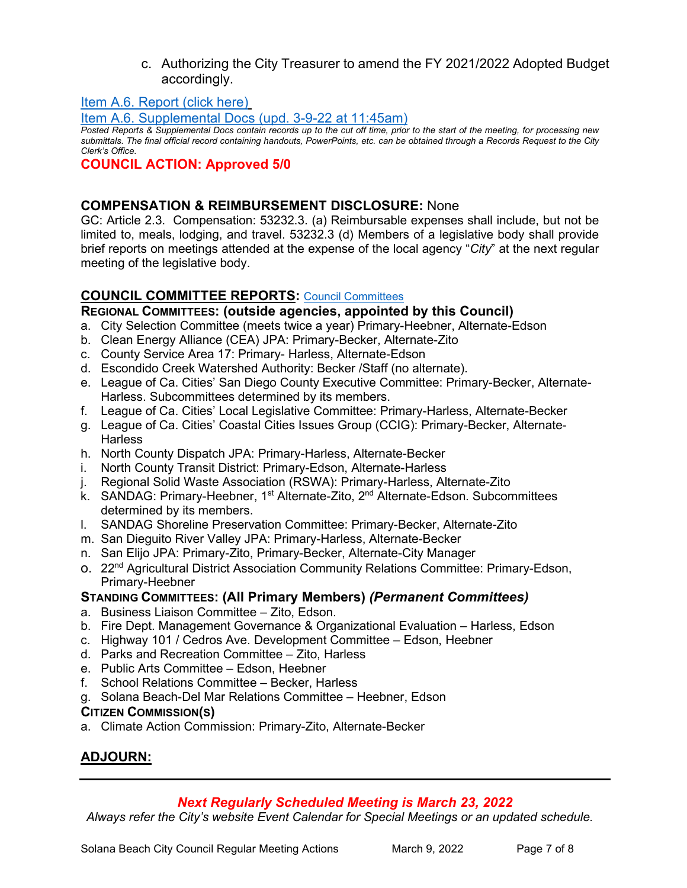c. Authorizing the City Treasurer to amend the FY 2021/2022 Adopted Budget accordingly.

Item A.6. Report (click here)

Item A.6. Supplemental Docs (upd. 3-9-22 at 11:45am)

*Posted Reports & Supplemental Docs contain records up to the cut off time, prior to the start of the meeting, for processing new submittals. The final official record containing handouts, PowerPoints, etc. can be obtained through a Records Request to the City Clerk's Office.*

**COUNCIL ACTION: Approved 5/0**

## COMPENSATION & REIMBURSEMENT DISCLOSURE: None

GC: Article 2.3. Compensation: 53232.3. (a) Reimbursable expenses shall include, but not be limited to, meals, lodging, and travel. 53232.3 (d) Members of a legislative body shall provide brief reports on meetings attended at the expense of the local agency "*City*" at the next regular meeting of the legislative body.

## COUNCIL COMMITTEE REPORTS: Council Committees

### REGIONAL COMMITTEES: (outside agencies, appointed by this Council)

a. City Selection Committee (meets twice a year) Primary-Heebner, Alternate-Edson
b. Clean Energy Alliance (CEA) JPA: Primary-Becker, Alternate-Zito
c. County Service Area 17: Primary- Harless, Alternate-Edson
d. Escondido Creek Watershed Authority: Becker /Staff (no alternate).
e. League of Ca. Cities' San Diego County Executive Committee: Primary-Becker, Alternate-Harless. Subcommittees determined by its members.
f. League of Ca. Cities' Local Legislative Committee: Primary-Harless, Alternate-Becker
g. League of Ca. Cities' Coastal Cities Issues Group (CCIG): Primary-Becker, Alternate-Harless
h. North County Dispatch JPA: Primary-Harless, Alternate-Becker
i. North County Transit District: Primary-Edson, Alternate-Harless
j. Regional Solid Waste Association (RSWA): Primary-Harless, Alternate-Zito
k. SANDAG: Primary-Heebner, 1st Alternate-Zito, 2nd Alternate-Edson. Subcommittees determined by its members.
l. SANDAG Shoreline Preservation Committee: Primary-Becker, Alternate-Zito
m. San Dieguito River Valley JPA: Primary-Harless, Alternate-Becker
n. San Elijo JPA: Primary-Zito, Primary-Becker, Alternate-City Manager
o. 22nd Agricultural District Association Community Relations Committee: Primary-Edson, Primary-Heebner

### STANDING COMMITTEES: (All Primary Members) *(Permanent Committees)*

a. Business Liaison Committee – Zito, Edson.
b. Fire Dept. Management Governance & Organizational Evaluation – Harless, Edson
c. Highway 101 / Cedros Ave. Development Committee – Edson, Heebner
d. Parks and Recreation Committee – Zito, Harless
e. Public Arts Committee – Edson, Heebner
f. School Relations Committee – Becker, Harless
g. Solana Beach-Del Mar Relations Committee – Heebner, Edson

### CITIZEN COMMISSION(S)

a. Climate Action Commission: Primary-Zito, Alternate-Becker

## ADJOURN:

---

***Next Regularly Scheduled Meeting is March 23, 2022***

*Always refer the City's website Event Calendar for Special Meetings or an updated schedule.*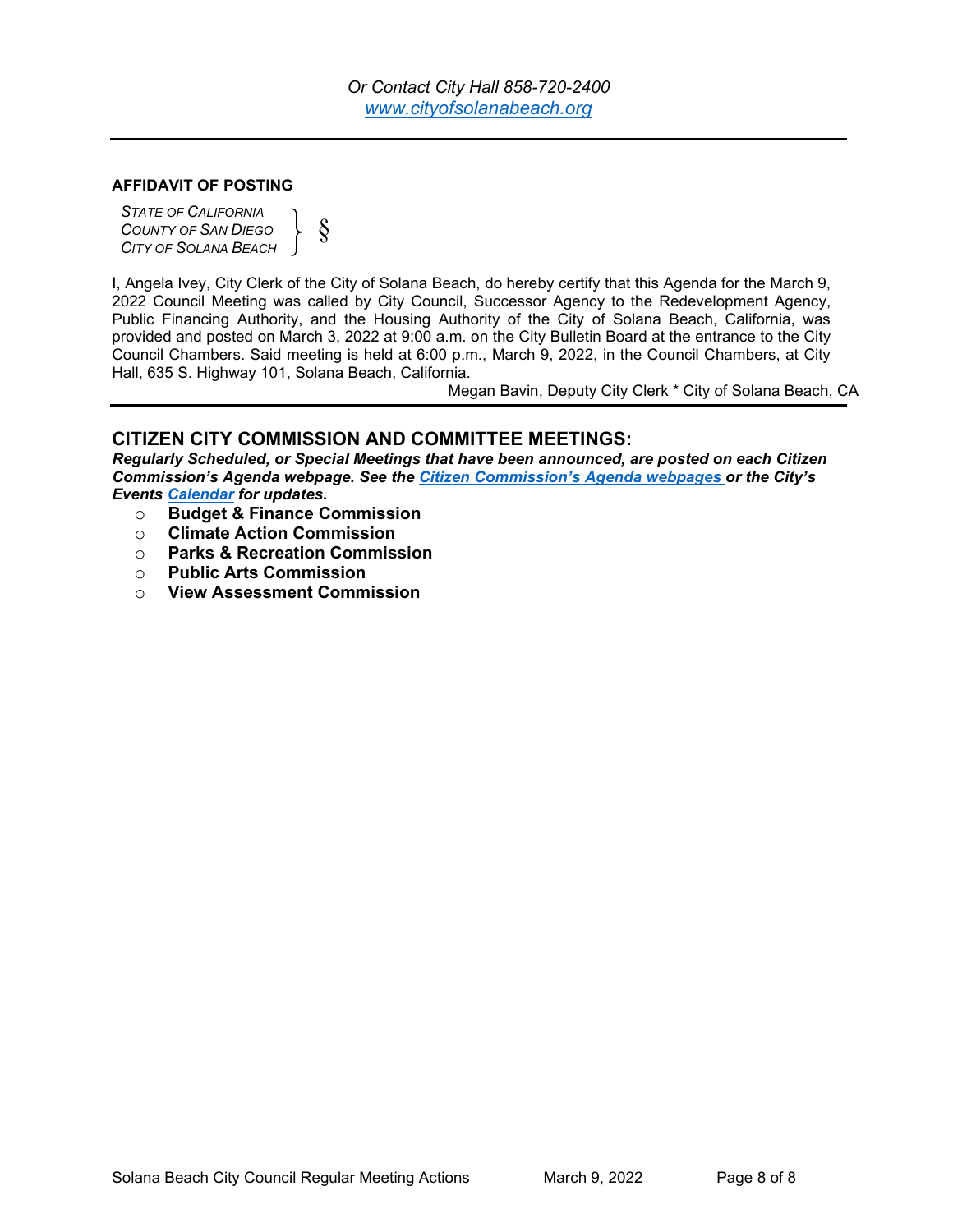*Or Contact City Hall 858-720-2400*
*[www.cityofsolanabeach.org](http://www.cityofsolanabeach.org)*

---

**AFFIDAVIT OF POSTING**

*STATE OF CALIFORNIA*
*COUNTY OF SAN DIEGO* } §
*CITY OF SOLANA BEACH*

I, Angela Ivey, City Clerk of the City of Solana Beach, do hereby certify that this Agenda for the March 9, 2022 Council Meeting was called by City Council, Successor Agency to the Redevelopment Agency, Public Financing Authority, and the Housing Authority of the City of Solana Beach, California, was provided and posted on March 3, 2022 at 9:00 a.m. on the City Bulletin Board at the entrance to the City Council Chambers. Said meeting is held at 6:00 p.m., March 9, 2022, in the Council Chambers, at City Hall, 635 S. Highway 101, Solana Beach, California.

Megan Bavin, Deputy City Clerk * City of Solana Beach, CA

---

## CITIZEN CITY COMMISSION AND COMMITTEE MEETINGS:

***Regularly Scheduled, or Special Meetings that have been announced, are posted on each Citizen Commission's Agenda webpage. See the [Citizen Commission's Agenda webpages]() or the City's Events [Calendar]() for updates.***

- **Budget & Finance Commission**
- **Climate Action Commission**
- **Parks & Recreation Commission**
- **Public Arts Commission**
- **View Assessment Commission**